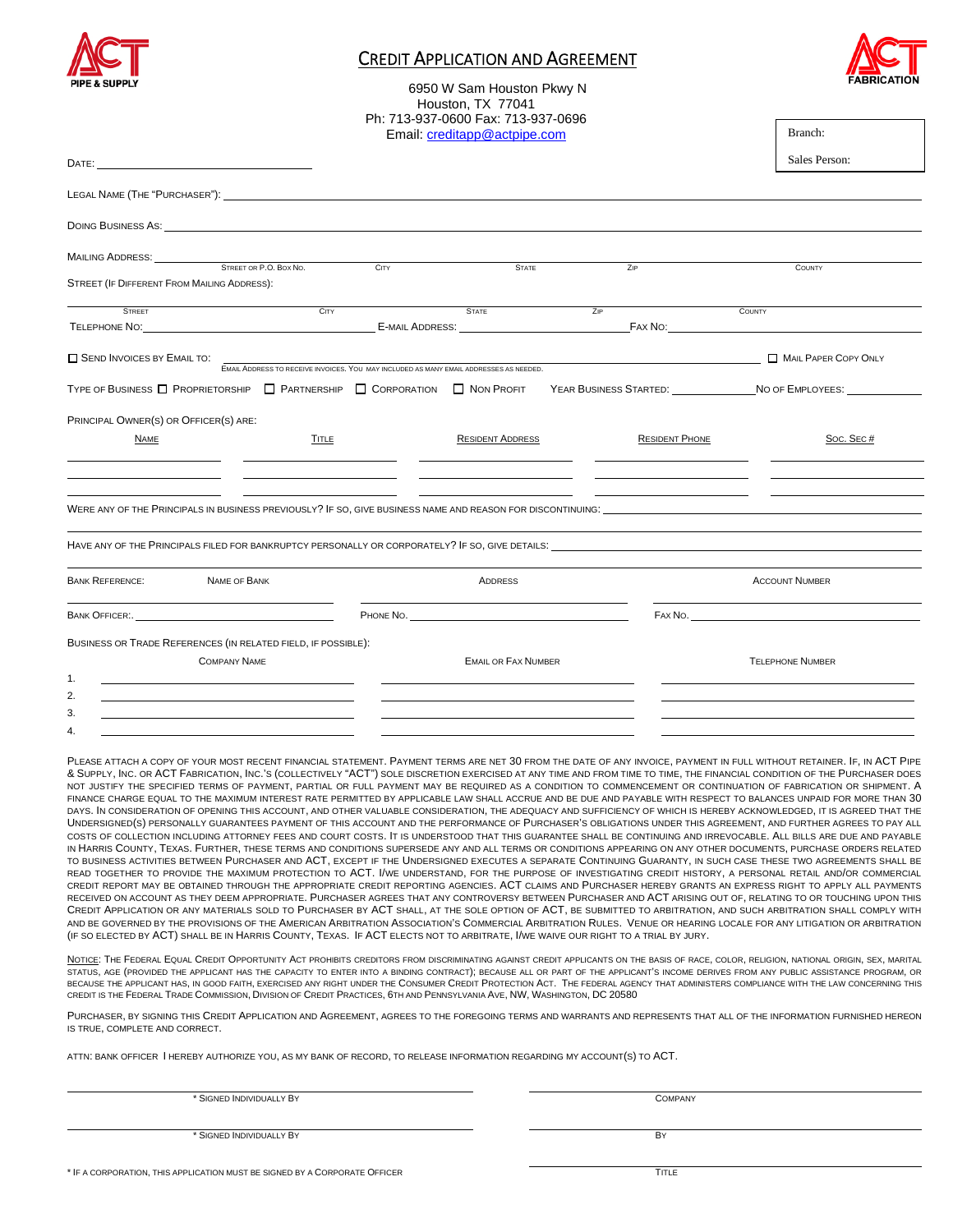ACT PIPE & SUPPLY

# CREDIT APPLICATION AND AGREEMENT

6950 W Sam Houston Pkwy N
Houston, TX 77041
Ph: 713-937-0600 Fax: 713-937-0696
Email: creditapp@actpipe.com

ACT FABRICATION

Branch:

Sales Person:

DATE: ______________________

LEGAL NAME (THE "PURCHASER"): ______________________

DOING BUSINESS AS: ______________________

MAILING ADDRESS: ______________________

STREET OR P.O. BOX NO. | CITY | STATE | ZIP | COUNTY

STREET (IF DIFFERENT FROM MAILING ADDRESS):

STREET | CITY | STATE | ZIP | COUNTY

TELEPHONE NO: ______________ E-MAIL ADDRESS: ______________ FAX NO: ______________

☐ SEND INVOICES BY EMAIL TO: ______________________ ☐ MAIL PAPER COPY ONLY

EMAIL ADDRESS TO RECEIVE INVOICES. YOU MAY INCLUDED AS MANY EMAIL ADDRESSES AS NEEDED.

TYPE OF BUSINESS ☐ PROPRIETORSHIP ☐ PARTNERSHIP ☐ CORPORATION ☐ NON PROFIT YEAR BUSINESS STARTED: __________ NO OF EMPLOYEES: __________

PRINCIPAL OWNER(S) OR OFFICER(S) ARE:

| NAME | TITLE | RESIDENT ADDRESS | RESIDENT PHONE | SOC. SEC # |
|---|---|---|---|---|
| | | | | |
| | | | | |
| | | | | |

WERE ANY OF THE PRINCIPALS IN BUSINESS PREVIOUSLY? IF SO, GIVE BUSINESS NAME AND REASON FOR DISCONTINUING: ______________________

HAVE ANY OF THE PRINCIPALS FILED FOR BANKRUPTCY PERSONALLY OR CORPORATELY? IF SO, GIVE DETAILS: ______________________

| BANK REFERENCE: NAME OF BANK | ADDRESS | ACCOUNT NUMBER |
|---|---|---|
| | | |
| BANK OFFICER: | PHONE NO. | FAX NO. |

BUSINESS OR TRADE REFERENCES (IN RELATED FIELD, IF POSSIBLE):

| | COMPANY NAME | EMAIL OR FAX NUMBER | TELEPHONE NUMBER |
|---|---|---|---|
| 1. | | | |
| 2. | | | |
| 3. | | | |
| 4. | | | |

PLEASE ATTACH A COPY OF YOUR MOST RECENT FINANCIAL STATEMENT. PAYMENT TERMS ARE NET 30 FROM THE DATE OF ANY INVOICE, PAYMENT IN FULL WITHOUT RETAINER. IF, IN ACT PIPE & SUPPLY, INC. OR ACT FABRICATION, INC.'S (COLLECTIVELY "ACT") SOLE DISCRETION EXERCISED AT ANY TIME AND FROM TIME TO TIME, THE FINANCIAL CONDITION OF THE PURCHASER DOES NOT JUSTIFY THE SPECIFIED TERMS OF PAYMENT, PARTIAL OR FULL PAYMENT MAY BE REQUIRED AS A CONDITION TO COMMENCEMENT OR CONTINUATION OF FABRICATION OR SHIPMENT. A FINANCE CHARGE EQUAL TO THE MAXIMUM INTEREST RATE PERMITTED BY APPLICABLE LAW SHALL ACCRUE AND BE DUE AND PAYABLE WITH RESPECT TO BALANCES UNPAID FOR MORE THAN 30 DAYS. IN CONSIDERATION OF OPENING THIS ACCOUNT, AND OTHER VALUABLE CONSIDERATION, THE ADEQUACY AND SUFFICIENCY OF WHICH IS HEREBY ACKNOWLEDGED, IT IS AGREED THAT THE UNDERSIGNED(S) PERSONALLY GUARANTEES PAYMENT OF THIS ACCOUNT AND THE PERFORMANCE OF PURCHASER'S OBLIGATIONS UNDER THIS AGREEMENT, AND FURTHER AGREES TO PAY ALL COSTS OF COLLECTION INCLUDING ATTORNEY FEES AND COURT COSTS. IT IS UNDERSTOOD THAT THIS GUARANTEE SHALL BE CONTINUING AND IRREVOCABLE. ALL BILLS ARE DUE AND PAYABLE IN HARRIS COUNTY, TEXAS. FURTHER, THESE TERMS AND CONDITIONS SUPERSEDE ANY AND ALL TERMS OR CONDITIONS APPEARING ON ANY OTHER DOCUMENTS, PURCHASE ORDERS RELATED TO BUSINESS ACTIVITIES BETWEEN PURCHASER AND ACT, EXCEPT IF THE UNDERSIGNED EXECUTES A SEPARATE CONTINUING GUARANTY, IN SUCH CASE THESE TWO AGREEMENTS SHALL BE READ TOGETHER TO PROVIDE THE MAXIMUM PROTECTION TO ACT. I/WE UNDERSTAND, FOR THE PURPOSE OF INVESTIGATING CREDIT HISTORY, A PERSONAL RETAIL AND/OR COMMERCIAL CREDIT REPORT MAY BE OBTAINED THROUGH THE APPROPRIATE CREDIT REPORTING AGENCIES. ACT CLAIMS AND PURCHASER HEREBY GRANTS AN EXPRESS RIGHT TO APPLY ALL PAYMENTS RECEIVED ON ACCOUNT AS THEY DEEM APPROPRIATE. PURCHASER AGREES THAT ANY CONTROVERSY BETWEEN PURCHASER AND ACT ARISING OUT OF, RELATING TO OR TOUCHING UPON THIS CREDIT APPLICATION OR ANY MATERIALS SOLD TO PURCHASER BY ACT SHALL, AT THE SOLE OPTION OF ACT, BE SUBMITTED TO ARBITRATION, AND SUCH ARBITRATION SHALL COMPLY WITH AND BE GOVERNED BY THE PROVISIONS OF THE AMERICAN ARBITRATION ASSOCIATION'S COMMERCIAL ARBITRATION RULES. VENUE OR HEARING LOCALE FOR ANY LITIGATION OR ARBITRATION (IF SO ELECTED BY ACT) SHALL BE IN HARRIS COUNTY, TEXAS. IF ACT ELECTS NOT TO ARBITRATE, I/WE WAIVE OUR RIGHT TO A TRIAL BY JURY.

NOTICE: THE FEDERAL EQUAL CREDIT OPPORTUNITY ACT PROHIBITS CREDITORS FROM DISCRIMINATING AGAINST CREDIT APPLICANTS ON THE BASIS OF RACE, COLOR, RELIGION, NATIONAL ORIGIN, SEX, MARITAL STATUS, AGE (PROVIDED THE APPLICANT HAS THE CAPACITY TO ENTER INTO A BINDING CONTRACT); BECAUSE ALL OR PART OF THE APPLICANT'S INCOME DERIVES FROM ANY PUBLIC ASSISTANCE PROGRAM, OR BECAUSE THE APPLICANT HAS, IN GOOD FAITH, EXERCISED ANY RIGHT UNDER THE CONSUMER CREDIT PROTECTION ACT. THE FEDERAL AGENCY THAT ADMINISTERS COMPLIANCE WITH THE LAW CONCERNING THIS CREDIT IS THE FEDERAL TRADE COMMISSION, DIVISION OF CREDIT PRACTICES, 6TH AND PENNSYLVANIA AVE, NW, WASHINGTON, DC 20580

PURCHASER, BY SIGNING THIS CREDIT APPLICATION AND AGREEMENT, AGREES TO THE FOREGOING TERMS AND WARRANTS AND REPRESENTS THAT ALL OF THE INFORMATION FURNISHED HEREON IS TRUE, COMPLETE AND CORRECT.

ATTN: BANK OFFICER I HEREBY AUTHORIZE YOU, AS MY BANK OF RECORD, TO RELEASE INFORMATION REGARDING MY ACCOUNT(S) TO ACT.

______________________ * SIGNED INDIVIDUALLY BY ______________________ COMPANY

______________________ * SIGNED INDIVIDUALLY BY ______________________ BY

* IF A CORPORATION, THIS APPLICATION MUST BE SIGNED BY A CORPORATE OFFICER ______________________ TITLE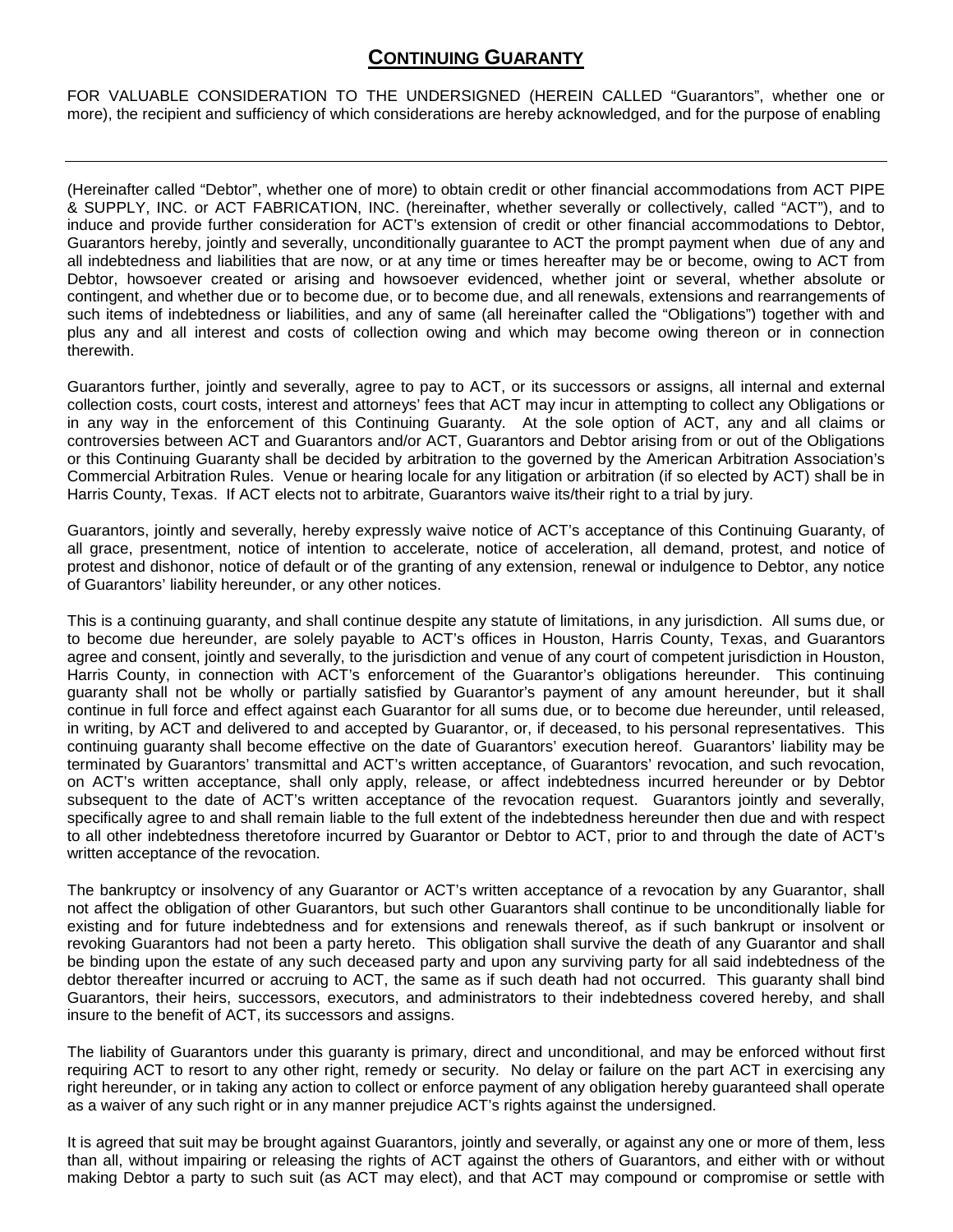## **CONTINUING GUARANTY**

FOR VALUABLE CONSIDERATION TO THE UNDERSIGNED (HEREIN CALLED "Guarantors", whether one or more), the recipient and sufficiency of which considerations are hereby acknowledged, and for the purpose of enabling

---

(Hereinafter called "Debtor", whether one of more) to obtain credit or other financial accommodations from ACT PIPE & SUPPLY, INC. or ACT FABRICATION, INC. (hereinafter, whether severally or collectively, called "ACT"), and to induce and provide further consideration for ACT's extension of credit or other financial accommodations to Debtor, Guarantors hereby, jointly and severally, unconditionally guarantee to ACT the prompt payment when due of any and all indebtedness and liabilities that are now, or at any time or times hereafter may be or become, owing to ACT from Debtor, howsoever created or arising and howsoever evidenced, whether joint or several, whether absolute or contingent, and whether due or to become due, or to become due, and all renewals, extensions and rearrangements of such items of indebtedness or liabilities, and any of same (all hereinafter called the "Obligations") together with and plus any and all interest and costs of collection owing and which may become owing thereon or in connection therewith.

Guarantors further, jointly and severally, agree to pay to ACT, or its successors or assigns, all internal and external collection costs, court costs, interest and attorneys' fees that ACT may incur in attempting to collect any Obligations or in any way in the enforcement of this Continuing Guaranty. At the sole option of ACT, any and all claims or controversies between ACT and Guarantors and/or ACT, Guarantors and Debtor arising from or out of the Obligations or this Continuing Guaranty shall be decided by arbitration to the governed by the American Arbitration Association's Commercial Arbitration Rules. Venue or hearing locale for any litigation or arbitration (if so elected by ACT) shall be in Harris County, Texas. If ACT elects not to arbitrate, Guarantors waive its/their right to a trial by jury.

Guarantors, jointly and severally, hereby expressly waive notice of ACT's acceptance of this Continuing Guaranty, of all grace, presentment, notice of intention to accelerate, notice of acceleration, all demand, protest, and notice of protest and dishonor, notice of default or of the granting of any extension, renewal or indulgence to Debtor, any notice of Guarantors' liability hereunder, or any other notices.

This is a continuing guaranty, and shall continue despite any statute of limitations, in any jurisdiction. All sums due, or to become due hereunder, are solely payable to ACT's offices in Houston, Harris County, Texas, and Guarantors agree and consent, jointly and severally, to the jurisdiction and venue of any court of competent jurisdiction in Houston, Harris County, in connection with ACT's enforcement of the Guarantor's obligations hereunder. This continuing guaranty shall not be wholly or partially satisfied by Guarantor's payment of any amount hereunder, but it shall continue in full force and effect against each Guarantor for all sums due, or to become due hereunder, until released, in writing, by ACT and delivered to and accepted by Guarantor, or, if deceased, to his personal representatives. This continuing guaranty shall become effective on the date of Guarantors' execution hereof. Guarantors' liability may be terminated by Guarantors' transmittal and ACT's written acceptance, of Guarantors' revocation, and such revocation, on ACT's written acceptance, shall only apply, release, or affect indebtedness incurred hereunder or by Debtor subsequent to the date of ACT's written acceptance of the revocation request. Guarantors jointly and severally, specifically agree to and shall remain liable to the full extent of the indebtedness hereunder then due and with respect to all other indebtedness theretofore incurred by Guarantor or Debtor to ACT, prior to and through the date of ACT's written acceptance of the revocation.

The bankruptcy or insolvency of any Guarantor or ACT's written acceptance of a revocation by any Guarantor, shall not affect the obligation of other Guarantors, but such other Guarantors shall continue to be unconditionally liable for existing and for future indebtedness and for extensions and renewals thereof, as if such bankrupt or insolvent or revoking Guarantors had not been a party hereto. This obligation shall survive the death of any Guarantor and shall be binding upon the estate of any such deceased party and upon any surviving party for all said indebtedness of the debtor thereafter incurred or accruing to ACT, the same as if such death had not occurred. This guaranty shall bind Guarantors, their heirs, successors, executors, and administrators to their indebtedness covered hereby, and shall insure to the benefit of ACT, its successors and assigns.

The liability of Guarantors under this guaranty is primary, direct and unconditional, and may be enforced without first requiring ACT to resort to any other right, remedy or security. No delay or failure on the part ACT in exercising any right hereunder, or in taking any action to collect or enforce payment of any obligation hereby guaranteed shall operate as a waiver of any such right or in any manner prejudice ACT's rights against the undersigned.

It is agreed that suit may be brought against Guarantors, jointly and severally, or against any one or more of them, less than all, without impairing or releasing the rights of ACT against the others of Guarantors, and either with or without making Debtor a party to such suit (as ACT may elect), and that ACT may compound or compromise or settle with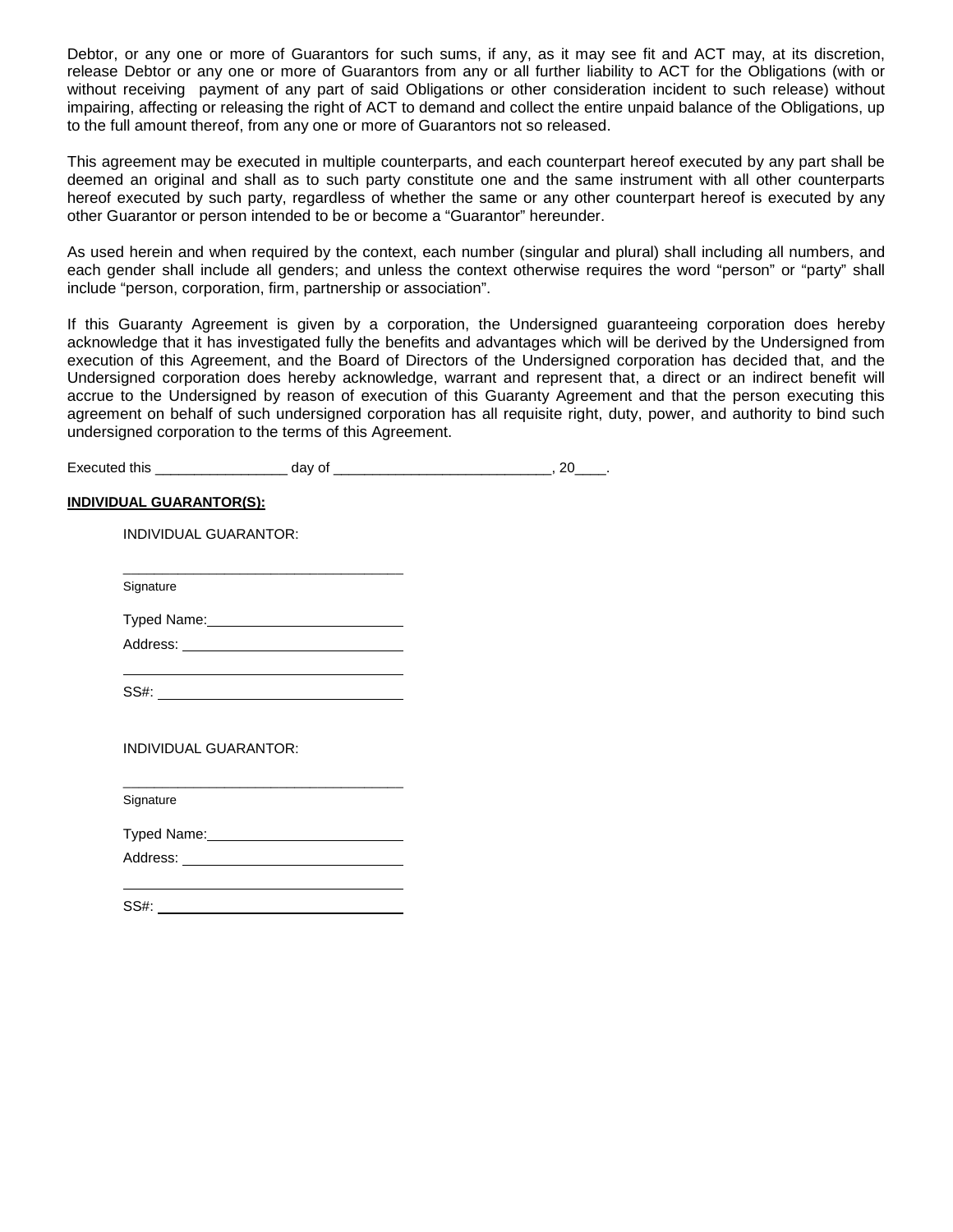Debtor, or any one or more of Guarantors for such sums, if any, as it may see fit and ACT may, at its discretion, release Debtor or any one or more of Guarantors from any or all further liability to ACT for the Obligations (with or without receiving payment of any part of said Obligations or other consideration incident to such release) without impairing, affecting or releasing the right of ACT to demand and collect the entire unpaid balance of the Obligations, up to the full amount thereof, from any one or more of Guarantors not so released.

This agreement may be executed in multiple counterparts, and each counterpart hereof executed by any part shall be deemed an original and shall as to such party constitute one and the same instrument with all other counterparts hereof executed by such party, regardless of whether the same or any other counterpart hereof is executed by any other Guarantor or person intended to be or become a "Guarantor" hereunder.

As used herein and when required by the context, each number (singular and plural) shall including all numbers, and each gender shall include all genders; and unless the context otherwise requires the word "person" or "party" shall include "person, corporation, firm, partnership or association".

If this Guaranty Agreement is given by a corporation, the Undersigned guaranteeing corporation does hereby acknowledge that it has investigated fully the benefits and advantages which will be derived by the Undersigned from execution of this Agreement, and the Board of Directors of the Undersigned corporation has decided that, and the Undersigned corporation does hereby acknowledge, warrant and represent that, a direct or an indirect benefit will accrue to the Undersigned by reason of execution of this Guaranty Agreement and that the person executing this agreement on behalf of such undersigned corporation has all requisite right, duty, power, and authority to bind such undersigned corporation to the terms of this Agreement.

Executed this ________________ day of ___________________________, 20____.

**INDIVIDUAL GUARANTOR(S):**

INDIVIDUAL GUARANTOR:

____________________________________
Signature

Typed Name: ________________________

Address: ___________________________

____________________________________

SS#: ______________________________

INDIVIDUAL GUARANTOR:

____________________________________
Signature

Typed Name: ________________________

Address: ___________________________

____________________________________

SS#: ______________________________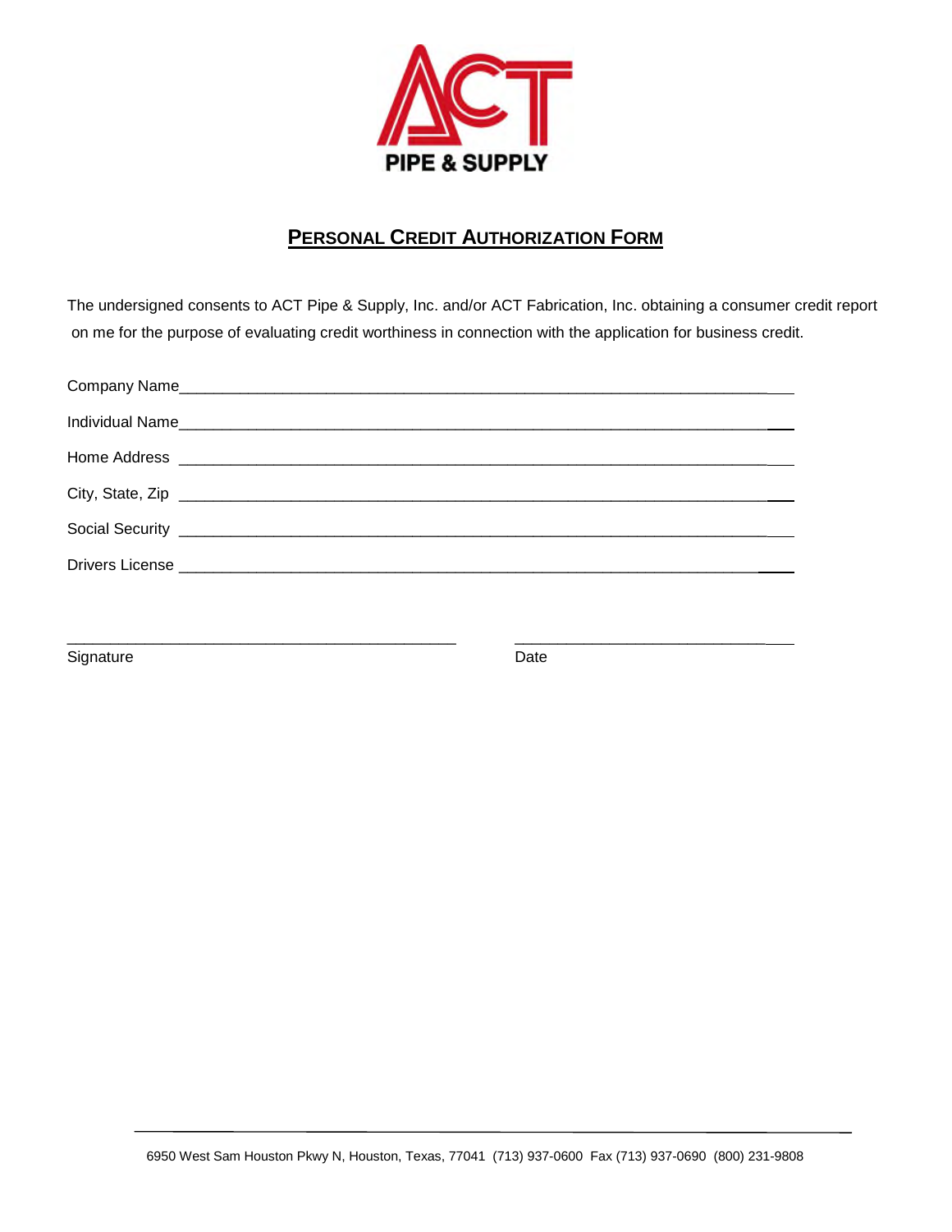ACT PIPE & SUPPLY

# PERSONAL CREDIT AUTHORIZATION FORM

The undersigned consents to ACT Pipe & Supply, Inc. and/or ACT Fabrication, Inc. obtaining a consumer credit report on me for the purpose of evaluating credit worthiness in connection with the application for business credit.

Company Name\_\_\_\_\_\_\_\_\_\_\_\_\_\_\_\_\_\_\_\_\_\_\_\_\_\_\_\_\_\_\_\_\_\_\_\_\_\_\_\_\_\_\_\_\_\_\_\_\_\_\_\_\_\_\_\_\_\_\_\_

Individual Name\_\_\_\_\_\_\_\_\_\_\_\_\_\_\_\_\_\_\_\_\_\_\_\_\_\_\_\_\_\_\_\_\_\_\_\_\_\_\_\_\_\_\_\_\_\_\_\_\_\_\_\_\_\_\_\_\_\_\_

Home Address \_\_\_\_\_\_\_\_\_\_\_\_\_\_\_\_\_\_\_\_\_\_\_\_\_\_\_\_\_\_\_\_\_\_\_\_\_\_\_\_\_\_\_\_\_\_\_\_\_\_\_\_\_\_\_\_\_\_\_

City, State, Zip \_\_\_\_\_\_\_\_\_\_\_\_\_\_\_\_\_\_\_\_\_\_\_\_\_\_\_\_\_\_\_\_\_\_\_\_\_\_\_\_\_\_\_\_\_\_\_\_\_\_\_\_\_\_\_\_\_\_

Social Security \_\_\_\_\_\_\_\_\_\_\_\_\_\_\_\_\_\_\_\_\_\_\_\_\_\_\_\_\_\_\_\_\_\_\_\_\_\_\_\_\_\_\_\_\_\_\_\_\_\_\_\_\_\_\_\_\_\_

Drivers License \_\_\_\_\_\_\_\_\_\_\_\_\_\_\_\_\_\_\_\_\_\_\_\_\_\_\_\_\_\_\_\_\_\_\_\_\_\_\_\_\_\_\_\_\_\_\_\_\_\_\_\_\_\_\_\_\_\_

\_\_\_\_\_\_\_\_\_\_\_\_\_\_\_\_\_\_\_\_\_\_\_\_\_\_\_\_\_\_\_\_\_\_\_\_\_\_\_\_ \_\_\_\_\_\_\_\_\_\_\_\_\_\_\_\_\_\_\_\_\_\_\_\_\_\_\_\_\_\_

Signature Date

6950 West Sam Houston Pkwy N, Houston, Texas, 77041 (713) 937-0600 Fax (713) 937-0690 (800) 231-9808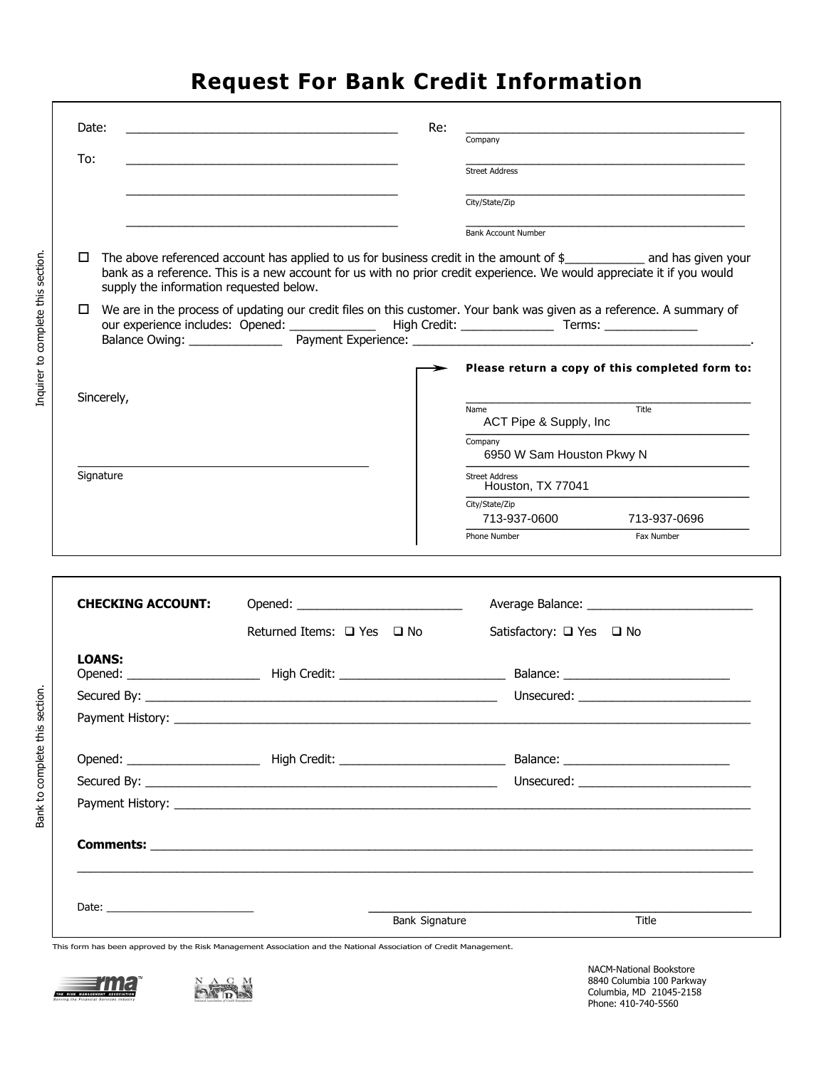# Request For Bank Credit Information

*Inquirer to complete this section.*

Date: ______________________________

To: ______________________________

______________________________

______________________________

Re: ______________________________
Company

______________________________
Street Address

______________________________
City/State/Zip

______________________________
Bank Account Number

☐ The above referenced account has applied to us for business credit in the amount of $___________ and has given your bank as a reference. This is a new account for us with no prior credit experience. We would appreciate it if you would supply the information requested below.

☐ We are in the process of updating our credit files on this customer. Your bank was given as a reference. A summary of our experience includes: Opened: ____________ High Credit: _____________ Terms: _____________ Balance Owing: _____________ Payment Experience: ______________________________________________.

Sincerely,

______________________________
Signature

**Please return a copy of this completed form to:**

______________________________
Name Title

ACT Pipe & Supply, Inc
Company

6950 W Sam Houston Pkwy N
Street Address

Houston, TX 77041
City/State/Zip

713-937-0600 713-937-0696
Phone Number Fax Number

*Bank to complete this section.*

**CHECKING ACCOUNT:** Opened: ______________________ Average Balance: ______________________

Returned Items: ☐ Yes ☐ No Satisfactory: ☐ Yes ☐ No

**LOANS:**

Opened: _________________ High Credit: ______________________ Balance: ______________________

Secured By: ______________________________________________ Unsecured: ______________________

Payment History: ________________________________________________________________________

Opened: _________________ High Credit: ______________________ Balance: ______________________

Secured By: ______________________________________________ Unsecured: ______________________

Payment History: ________________________________________________________________________

**Comments:** ____________________________________________________________________________

_________________________________________________________________________________________

Date: ______________________ ______________________________________________
Bank Signature Title

This form has been approved by the Risk Management Association and the National Association of Credit Management.

NACM-National Bookstore
8840 Columbia 100 Parkway
Columbia, MD 21045-2158
Phone: 410-740-5560